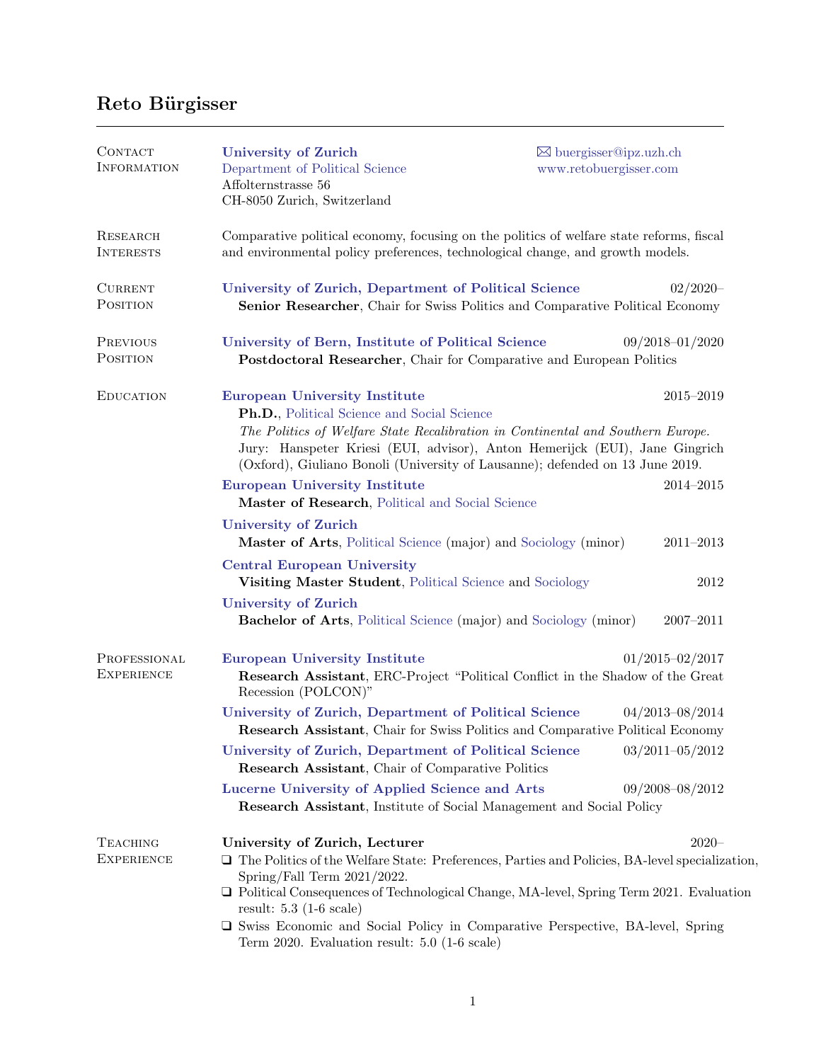# Reto Bürgisser

## Contact Information

**University of Zurich**
Department of Political Science
Affolternstrasse 56
CH-8050 Zurich, Switzerland

✉ buergisser@ipz.uzh.ch
www.retobuergisser.com

## Research Interests

Comparative political economy, focusing on the politics of welfare state reforms, fiscal and environmental policy preferences, technological change, and growth models.

## Current Position

**University of Zurich, Department of Political Science** — 02/2020–
**Senior Researcher**, Chair for Swiss Politics and Comparative Political Economy

## Previous Position

**University of Bern, Institute of Political Science** — 09/2018–01/2020
**Postdoctoral Researcher**, Chair for Comparative and European Politics

## Education

**European University Institute** — 2015–2019
**Ph.D.**, Political Science and Social Science
*The Politics of Welfare State Recalibration in Continental and Southern Europe.*
Jury: Hanspeter Kriesi (EUI, advisor), Anton Hemerijck (EUI), Jane Gingrich (Oxford), Giuliano Bonoli (University of Lausanne); defended on 13 June 2019.

**European University Institute** — 2014–2015
**Master of Research**, Political and Social Science

**University of Zurich** — 2011–2013
**Master of Arts**, Political Science (major) and Sociology (minor)

**Central European University** — 2012
**Visiting Master Student**, Political Science and Sociology

**University of Zurich** — 2007–2011
**Bachelor of Arts**, Political Science (major) and Sociology (minor)

## Professional Experience

**European University Institute** — 01/2015–02/2017
**Research Assistant**, ERC-Project "Political Conflict in the Shadow of the Great Recession (POLCON)"

**University of Zurich, Department of Political Science** — 04/2013–08/2014
**Research Assistant**, Chair for Swiss Politics and Comparative Political Economy

**University of Zurich, Department of Political Science** — 03/2011–05/2012
**Research Assistant**, Chair of Comparative Politics

**Lucerne University of Applied Science and Arts** — 09/2008–08/2012
**Research Assistant**, Institute of Social Management and Social Policy

## Teaching Experience

**University of Zurich, Lecturer** — 2020–

- The Politics of the Welfare State: Preferences, Parties and Policies, BA-level specialization, Spring/Fall Term 2021/2022.
- Political Consequences of Technological Change, MA-level, Spring Term 2021. Evaluation result: 5.3 (1-6 scale)
- Swiss Economic and Social Policy in Comparative Perspective, BA-level, Spring Term 2020. Evaluation result: 5.0 (1-6 scale)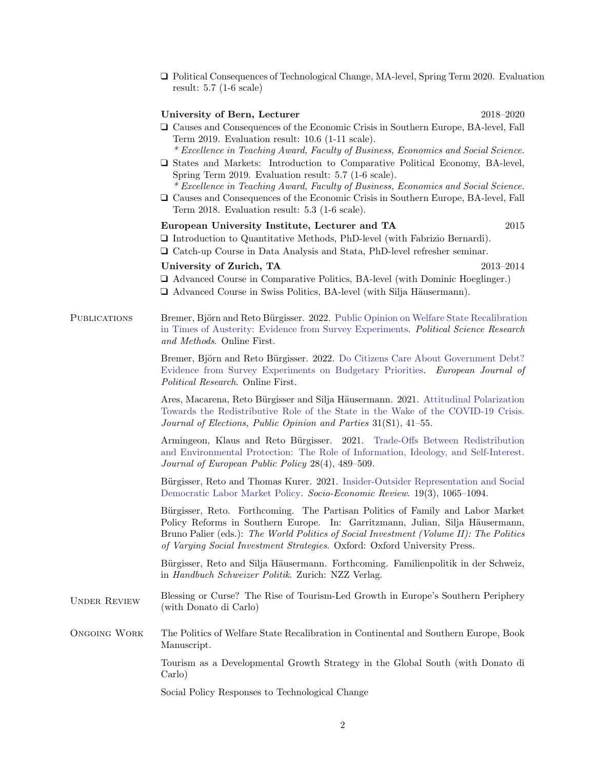- Political Consequences of Technological Change, MA-level, Spring Term 2020. Evaluation result: 5.7 (1-6 scale)

**University of Bern, Lecturer** 2018–2020

- Causes and Consequences of the Economic Crisis in Southern Europe, BA-level, Fall Term 2019. Evaluation result: 10.6 (1-11 scale).
  *\* Excellence in Teaching Award, Faculty of Business, Economics and Social Science.*
- States and Markets: Introduction to Comparative Political Economy, BA-level, Spring Term 2019. Evaluation result: 5.7 (1-6 scale).
  *\* Excellence in Teaching Award, Faculty of Business, Economics and Social Science.*
- Causes and Consequences of the Economic Crisis in Southern Europe, BA-level, Fall Term 2018. Evaluation result: 5.3 (1-6 scale).

**European University Institute, Lecturer and TA** 2015

- Introduction to Quantitative Methods, PhD-level (with Fabrizio Bernardi).
- Catch-up Course in Data Analysis and Stata, PhD-level refresher seminar.

**University of Zurich, TA** 2013–2014

- Advanced Course in Comparative Politics, BA-level (with Dominic Hoeglinger.)
- Advanced Course in Swiss Politics, BA-level (with Silja Häusermann).

## Publications

Bremer, Björn and Reto Bürgisser. 2022. Public Opinion on Welfare State Recalibration in Times of Austerity: Evidence from Survey Experiments. *Political Science Research and Methods*. Online First.

Bremer, Björn and Reto Bürgisser. 2022. Do Citizens Care About Government Debt? Evidence from Survey Experiments on Budgetary Priorities. *European Journal of Political Research*. Online First.

Ares, Macarena, Reto Bürgisser and Silja Häusermann. 2021. Attitudinal Polarization Towards the Redistributive Role of the State in the Wake of the COVID-19 Crisis. *Journal of Elections, Public Opinion and Parties* 31(S1), 41–55.

Armingeon, Klaus and Reto Bürgisser. 2021. Trade-Offs Between Redistribution and Environmental Protection: The Role of Information, Ideology, and Self-Interest. *Journal of European Public Policy* 28(4), 489–509.

Bürgisser, Reto and Thomas Kurer. 2021. Insider-Outsider Representation and Social Democratic Labor Market Policy. *Socio-Economic Review*. 19(3), 1065–1094.

Bürgisser, Reto. Forthcoming. The Partisan Politics of Family and Labor Market Policy Reforms in Southern Europe. In: Garritzmann, Julian, Silja Häusermann, Bruno Palier (eds.): *The World Politics of Social Investment (Volume II): The Politics of Varying Social Investment Strategies*. Oxford: Oxford University Press.

Bürgisser, Reto and Silja Häusermann. Forthcoming. Familienpolitik in der Schweiz, in *Handbuch Schweizer Politik*. Zurich: NZZ Verlag.

## Under Review

Blessing or Curse? The Rise of Tourism-Led Growth in Europe's Southern Periphery (with Donato di Carlo)

## Ongoing Work

The Politics of Welfare State Recalibration in Continental and Southern Europe, Book Manuscript.

Tourism as a Developmental Growth Strategy in the Global South (with Donato di Carlo)

Social Policy Responses to Technological Change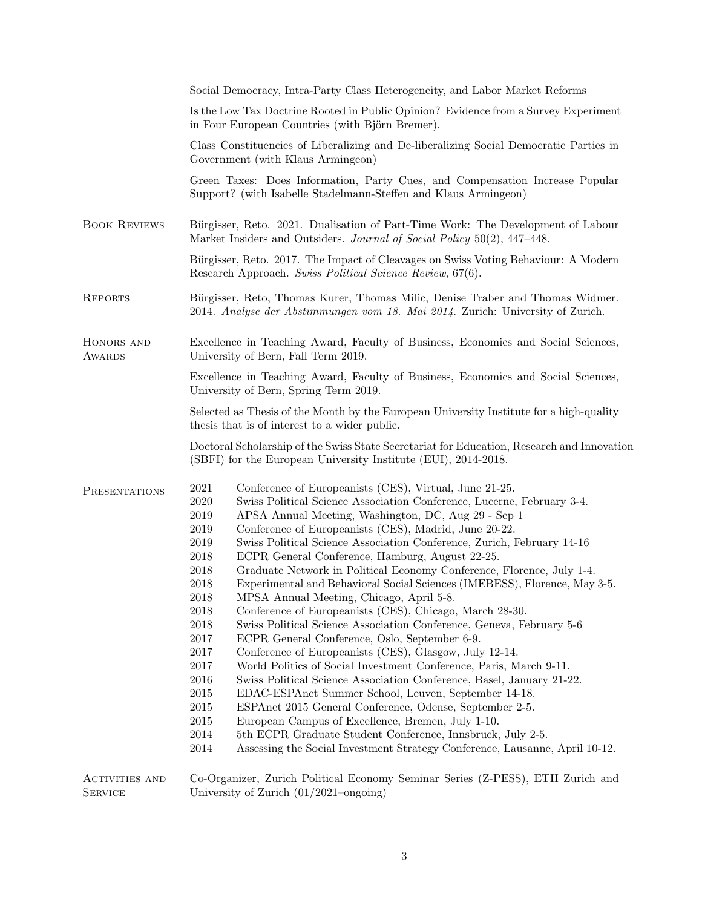Social Democracy, Intra-Party Class Heterogeneity, and Labor Market Reforms

Is the Low Tax Doctrine Rooted in Public Opinion? Evidence from a Survey Experiment in Four European Countries (with Björn Bremer).

Class Constituencies of Liberalizing and De-liberalizing Social Democratic Parties in Government (with Klaus Armingeon)

Green Taxes: Does Information, Party Cues, and Compensation Increase Popular Support? (with Isabelle Stadelmann-Steffen and Klaus Armingeon)

## Book Reviews

Bürgisser, Reto. 2021. Dualisation of Part-Time Work: The Development of Labour Market Insiders and Outsiders. *Journal of Social Policy* 50(2), 447–448.

Bürgisser, Reto. 2017. The Impact of Cleavages on Swiss Voting Behaviour: A Modern Research Approach. *Swiss Political Science Review*, 67(6).

## Reports

Bürgisser, Reto, Thomas Kurer, Thomas Milic, Denise Traber and Thomas Widmer. 2014. *Analyse der Abstimmungen vom 18. Mai 2014.* Zurich: University of Zurich.

## Honors and Awards

Excellence in Teaching Award, Faculty of Business, Economics and Social Sciences, University of Bern, Fall Term 2019.

Excellence in Teaching Award, Faculty of Business, Economics and Social Sciences, University of Bern, Spring Term 2019.

Selected as Thesis of the Month by the European University Institute for a high-quality thesis that is of interest to a wider public.

Doctoral Scholarship of the Swiss State Secretariat for Education, Research and Innovation (SBFI) for the European University Institute (EUI), 2014-2018.

## Presentations

- 2021 Conference of Europeanists (CES), Virtual, June 21-25.
- 2020 Swiss Political Science Association Conference, Lucerne, February 3-4.
- 2019 APSA Annual Meeting, Washington, DC, Aug 29 - Sep 1
- 2019 Conference of Europeanists (CES), Madrid, June 20-22.
- 2019 Swiss Political Science Association Conference, Zurich, February 14-16
- 2018 ECPR General Conference, Hamburg, August 22-25.
- 2018 Graduate Network in Political Economy Conference, Florence, July 1-4.
- 2018 Experimental and Behavioral Social Sciences (IMEBESS), Florence, May 3-5.
- 2018 MPSA Annual Meeting, Chicago, April 5-8.
- 2018 Conference of Europeanists (CES), Chicago, March 28-30.
- 2018 Swiss Political Science Association Conference, Geneva, February 5-6
- 2017 ECPR General Conference, Oslo, September 6-9.
- 2017 Conference of Europeanists (CES), Glasgow, July 12-14.
- 2017 World Politics of Social Investment Conference, Paris, March 9-11.
- 2016 Swiss Political Science Association Conference, Basel, January 21-22.
- 2015 EDAC-ESPAnet Summer School, Leuven, September 14-18.
- 2015 ESPAnet 2015 General Conference, Odense, September 2-5.
- 2015 European Campus of Excellence, Bremen, July 1-10.
- 2014 5th ECPR Graduate Student Conference, Innsbruck, July 2-5.
- 2014 Assessing the Social Investment Strategy Conference, Lausanne, April 10-12.

## Activities and Service

Co-Organizer, Zurich Political Economy Seminar Series (Z-PESS), ETH Zurich and University of Zurich (01/2021–ongoing)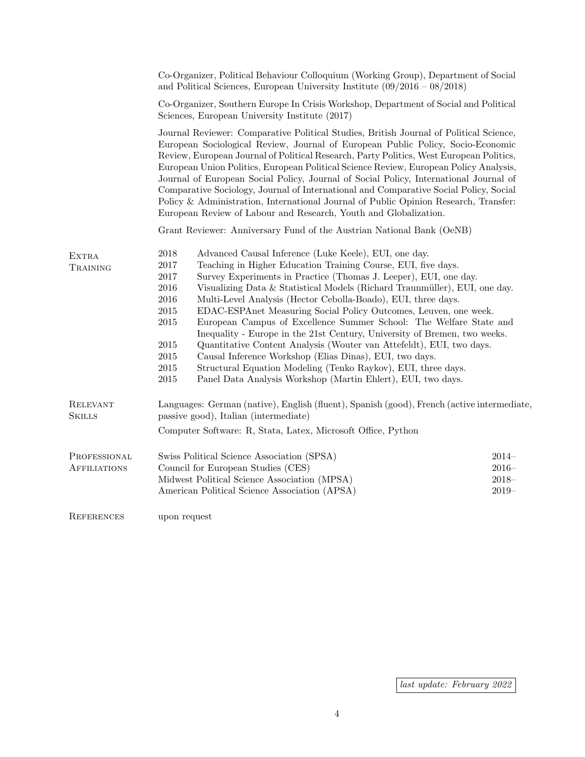Co-Organizer, Political Behaviour Colloquium (Working Group), Department of Social and Political Sciences, European University Institute (09/2016 – 08/2018)

Co-Organizer, Southern Europe In Crisis Workshop, Department of Social and Political Sciences, European University Institute (2017)

Journal Reviewer: Comparative Political Studies, British Journal of Political Science, European Sociological Review, Journal of European Public Policy, Socio-Economic Review, European Journal of Political Research, Party Politics, West European Politics, European Union Politics, European Political Science Review, European Policy Analysis, Journal of European Social Policy, Journal of Social Policy, International Journal of Comparative Sociology, Journal of International and Comparative Social Policy, Social Policy & Administration, International Journal of Public Opinion Research, Transfer: European Review of Labour and Research, Youth and Globalization.

Grant Reviewer: Anniversary Fund of the Austrian National Bank (OeNB)

## Extra Training

- 2018 Advanced Causal Inference (Luke Keele), EUI, one day.
- 2017 Teaching in Higher Education Training Course, EUI, five days.
- 2017 Survey Experiments in Practice (Thomas J. Leeper), EUI, one day.
- 2016 Visualizing Data & Statistical Models (Richard Traunmüller), EUI, one day.
- 2016 Multi-Level Analysis (Hector Cebolla-Boado), EUI, three days.
- 2015 EDAC-ESPAnet Measuring Social Policy Outcomes, Leuven, one week.
- 2015 European Campus of Excellence Summer School: The Welfare State and Inequality - Europe in the 21st Century, University of Bremen, two weeks.
- 2015 Quantitative Content Analysis (Wouter van Attefeldt), EUI, two days.
- 2015 Causal Inference Workshop (Elias Dinas), EUI, two days.
- 2015 Structural Equation Modeling (Tenko Raykov), EUI, three days.
- 2015 Panel Data Analysis Workshop (Martin Ehlert), EUI, two days.

## Relevant Skills

Languages: German (native), English (fluent), Spanish (good), French (active intermediate, passive good), Italian (intermediate)

Computer Software: R, Stata, Latex, Microsoft Office, Python

## Professional Affiliations

- Swiss Political Science Association (SPSA) 2014–
- Council for European Studies (CES) 2016–
- Midwest Political Science Association (MPSA) 2018–
- American Political Science Association (APSA) 2019–

## References

upon request

*last update: February 2022*